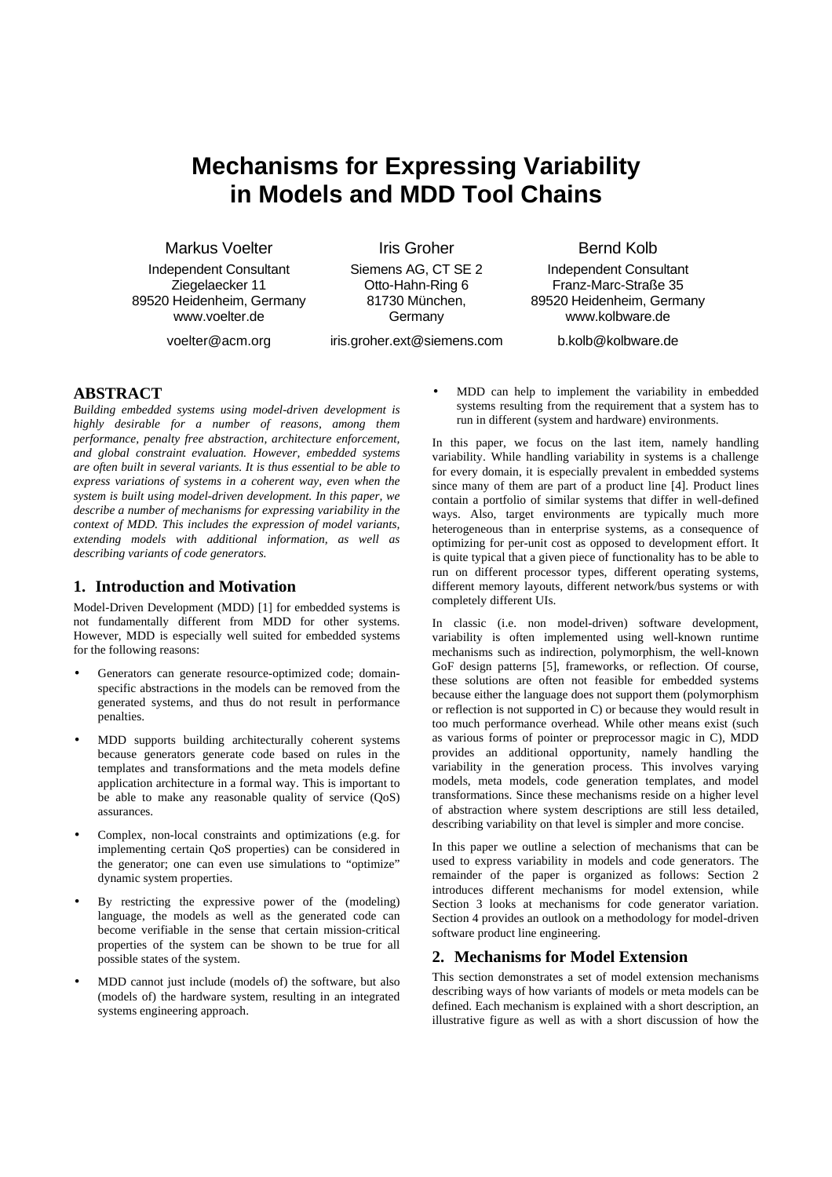# Mechanisms for Expressing Variability in Models and MDD Tool Chains

Markus Voelter
Independent Consultant
Ziegelaecker 11
89520 Heidenheim, Germany
www.voelter.de
voelter@acm.org

Iris Groher
Siemens AG, CT SE 2
Otto-Hahn-Ring 6
81730 München, Germany
iris.groher.ext@siemens.com

Bernd Kolb
Independent Consultant
Franz-Marc-Straße 35
89520 Heidenheim, Germany
www.kolbware.de
b.kolb@kolbware.de

## ABSTRACT

*Building embedded systems using model-driven development is highly desirable for a number of reasons, among them performance, penalty free abstraction, architecture enforcement, and global constraint evaluation. However, embedded systems are often built in several variants. It is thus essential to be able to express variations of systems in a coherent way, even when the system is built using model-driven development. In this paper, we describe a number of mechanisms for expressing variability in the context of MDD. This includes the expression of model variants, extending models with additional information, as well as describing variants of code generators.*

## 1. Introduction and Motivation

Model-Driven Development (MDD) [1] for embedded systems is not fundamentally different from MDD for other systems. However, MDD is especially well suited for embedded systems for the following reasons:

- Generators can generate resource-optimized code; domain-specific abstractions in the models can be removed from the generated systems, and thus do not result in performance penalties.
- MDD supports building architecturally coherent systems because generators generate code based on rules in the templates and transformations and the meta models define application architecture in a formal way. This is important to be able to make any reasonable quality of service (QoS) assurances.
- Complex, non-local constraints and optimizations (e.g. for implementing certain QoS properties) can be considered in the generator; one can even use simulations to "optimize" dynamic system properties.
- By restricting the expressive power of the (modeling) language, the models as well as the generated code can become verifiable in the sense that certain mission-critical properties of the system can be shown to be true for all possible states of the system.
- MDD cannot just include (models of) the software, but also (models of) the hardware system, resulting in an integrated systems engineering approach.
- MDD can help to implement the variability in embedded systems resulting from the requirement that a system has to run in different (system and hardware) environments.

In this paper, we focus on the last item, namely handling variability. While handling variability in systems is a challenge for every domain, it is especially prevalent in embedded systems since many of them are part of a product line [4]. Product lines contain a portfolio of similar systems that differ in well-defined ways. Also, target environments are typically much more heterogeneous than in enterprise systems, as a consequence of optimizing for per-unit cost as opposed to development effort. It is quite typical that a given piece of functionality has to be able to run on different processor types, different operating systems, different memory layouts, different network/bus systems or with completely different UIs.

In classic (i.e. non model-driven) software development, variability is often implemented using well-known runtime mechanisms such as indirection, polymorphism, the well-known GoF design patterns [5], frameworks, or reflection. Of course, these solutions are often not feasible for embedded systems because either the language does not support them (polymorphism or reflection is not supported in C) or because they would result in too much performance overhead. While other means exist (such as various forms of pointer or preprocessor magic in C), MDD provides an additional opportunity, namely handling the variability in the generation process. This involves varying models, meta models, code generation templates, and model transformations. Since these mechanisms reside on a higher level of abstraction where system descriptions are still less detailed, describing variability on that level is simpler and more concise.

In this paper we outline a selection of mechanisms that can be used to express variability in models and code generators. The remainder of the paper is organized as follows: Section 2 introduces different mechanisms for model extension, while Section 3 looks at mechanisms for code generator variation. Section 4 provides an outlook on a methodology for model-driven software product line engineering.

## 2. Mechanisms for Model Extension

This section demonstrates a set of model extension mechanisms describing ways of how variants of models or meta models can be defined. Each mechanism is explained with a short description, an illustrative figure as well as with a short discussion of how the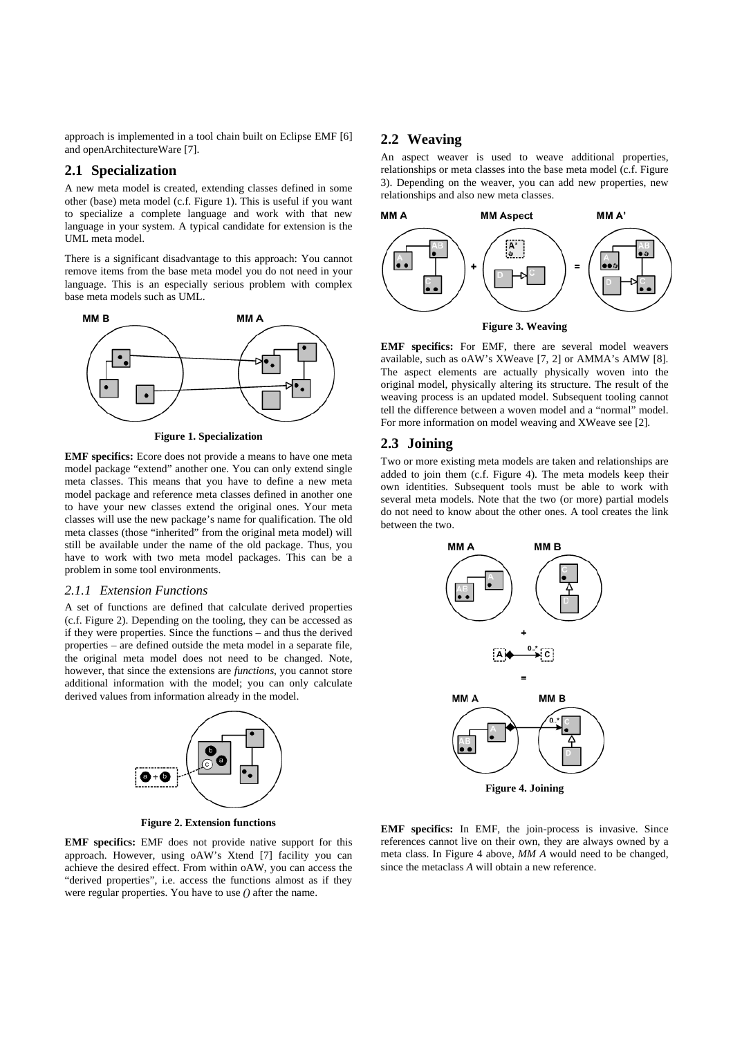approach is implemented in a tool chain built on Eclipse EMF [6] and openArchitectureWare [7].

## 2.1 Specialization

A new meta model is created, extending classes defined in some other (base) meta model (c.f. Figure 1). This is useful if you want to specialize a complete language and work with that new language in your system. A typical candidate for extension is the UML meta model.

There is a significant disadvantage to this approach: You cannot remove items from the base meta model you do not need in your language. This is an especially serious problem with complex base meta models such as UML.

**Figure 1. Specialization**

**EMF specifics:** Ecore does not provide a means to have one meta model package "extend" another one. You can only extend single meta classes. This means that you have to define a new meta model package and reference meta classes defined in another one to have your new classes extend the original ones. Your meta classes will use the new package's name for qualification. The old meta classes (those "inherited" from the original meta model) will still be available under the name of the old package. Thus, you have to work with two meta model packages. This can be a problem in some tool environments.

### 2.1.1 Extension Functions

A set of functions are defined that calculate derived properties (c.f. Figure 2). Depending on the tooling, they can be accessed as if they were properties. Since the functions – and thus the derived properties – are defined outside the meta model in a separate file, the original meta model does not need to be changed. Note, however, that since the extensions are *functions*, you cannot store additional information with the model; you can only calculate derived values from information already in the model.

**Figure 2. Extension functions**

**EMF specifics:** EMF does not provide native support for this approach. However, using oAW's Xtend [7] facility you can achieve the desired effect. From within oAW, you can access the "derived properties", i.e. access the functions almost as if they were regular properties. You have to use *()* after the name.

## 2.2 Weaving

An aspect weaver is used to weave additional properties, relationships or meta classes into the base meta model (c.f. Figure 3). Depending on the weaver, you can add new properties, new relationships and also new meta classes.

**Figure 3. Weaving**

**EMF specifics:** For EMF, there are several model weavers available, such as oAW's XWeave [7, 2] or AMMA's AMW [8]. The aspect elements are actually physically woven into the original model, physically altering its structure. The result of the weaving process is an updated model. Subsequent tooling cannot tell the difference between a woven model and a "normal" model. For more information on model weaving and XWeave see [2].

## 2.3 Joining

Two or more existing meta models are taken and relationships are added to join them (c.f. Figure 4). The meta models keep their own identities. Subsequent tools must be able to work with several meta models. Note that the two (or more) partial models do not need to know about the other ones. A tool creates the link between the two.

**Figure 4. Joining**

**EMF specifics:** In EMF, the join-process is invasive. Since references cannot live on their own, they are always owned by a meta class. In Figure 4 above, *MM A* would need to be changed, since the metaclass *A* will obtain a new reference.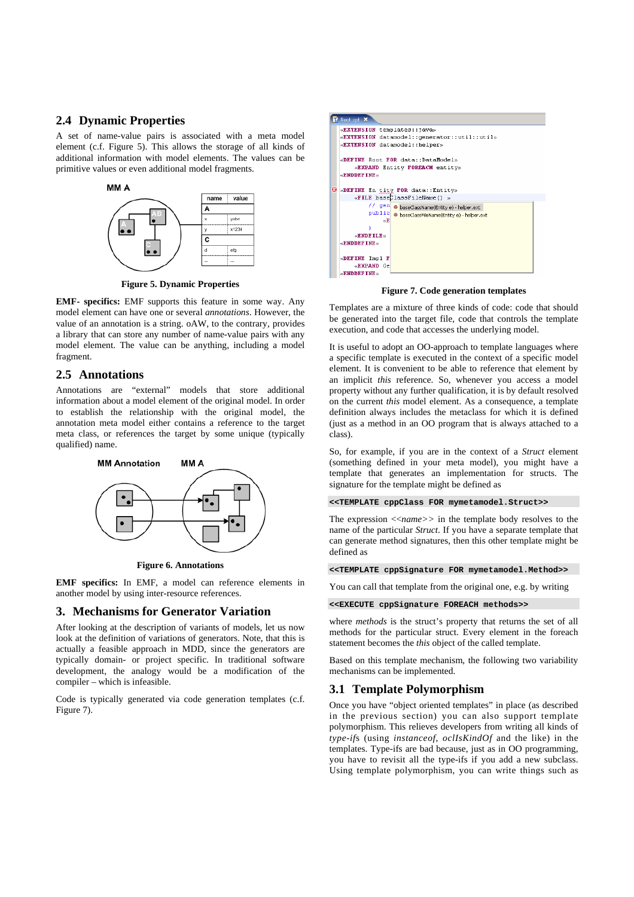## 2.4 Dynamic Properties

A set of name-value pairs is associated with a meta model element (c.f. Figure 5). This allows the storage of all kinds of additional information with model elements. The values can be primitive values or even additional model fragments.

**Figure 5. Dynamic Properties**

**EMF- specifics:** EMF supports this feature in some way. Any model element can have one or several *annotations*. However, the value of an annotation is a string. oAW, to the contrary, provides a library that can store any number of name-value pairs with any model element. The value can be anything, including a model fragment.

## 2.5 Annotations

Annotations are "external" models that store additional information about a model element of the original model. In order to establish the relationship with the original model, the annotation meta model element either contains a reference to the target meta class, or references the target by some unique (typically qualified) name.

**Figure 6. Annotations**

**EMF specifics:** In EMF, a model can reference elements in another model by using inter-resource references.

# 3. Mechanisms for Generator Variation

After looking at the description of variants of models, let us now look at the definition of variations of generators. Note, that this is actually a feasible approach in MDD, since the generators are typically domain- or project specific. In traditional software development, the analogy would be a modification of the compiler – which is infeasible.

Code is typically generated via code generation templates (c.f. Figure 7).

**Figure 7. Code generation templates**

Templates are a mixture of three kinds of code: code that should be generated into the target file, code that controls the template execution, and code that accesses the underlying model.

It is useful to adopt an OO-approach to template languages where a specific template is executed in the context of a specific model element. It is convenient to be able to reference that element by an implicit *this* reference. So, whenever you access a model property without any further qualification, it is by default resolved on the current *this* model element. As a consequence, a template definition always includes the metaclass for which it is defined (just as a method in an OO program that is always attached to a class).

So, for example, if you are in the context of a *Struct* element (something defined in your meta model), you might have a template that generates an implementation for structs. The signature for the template might be defined as

```
<<TEMPLATE cppClass FOR mymetamodel.Struct>>
```

The expression <<*name*>> in the template body resolves to the name of the particular *Struct*. If you have a separate template that can generate method signatures, then this other template might be defined as

```
<<TEMPLATE cppSignature FOR mymetamodel.Method>>
```

You can call that template from the original one, e.g. by writing

```
<<EXECUTE cppSignature FOREACH methods>>
```

where *methods* is the struct's property that returns the set of all methods for the particular struct. Every element in the foreach statement becomes the *this* object of the called template.

Based on this template mechanism, the following two variability mechanisms can be implemented.

## 3.1 Template Polymorphism

Once you have "object oriented templates" in place (as described in the previous section) you can also support template polymorphism. This relieves developers from writing all kinds of *type-if*s (using *instanceof*, *oclIsKindOf* and the like) in the templates. Type-ifs are bad because, just as in OO programming, you have to revisit all the type-ifs if you add a new subclass. Using template polymorphism, you can write things such as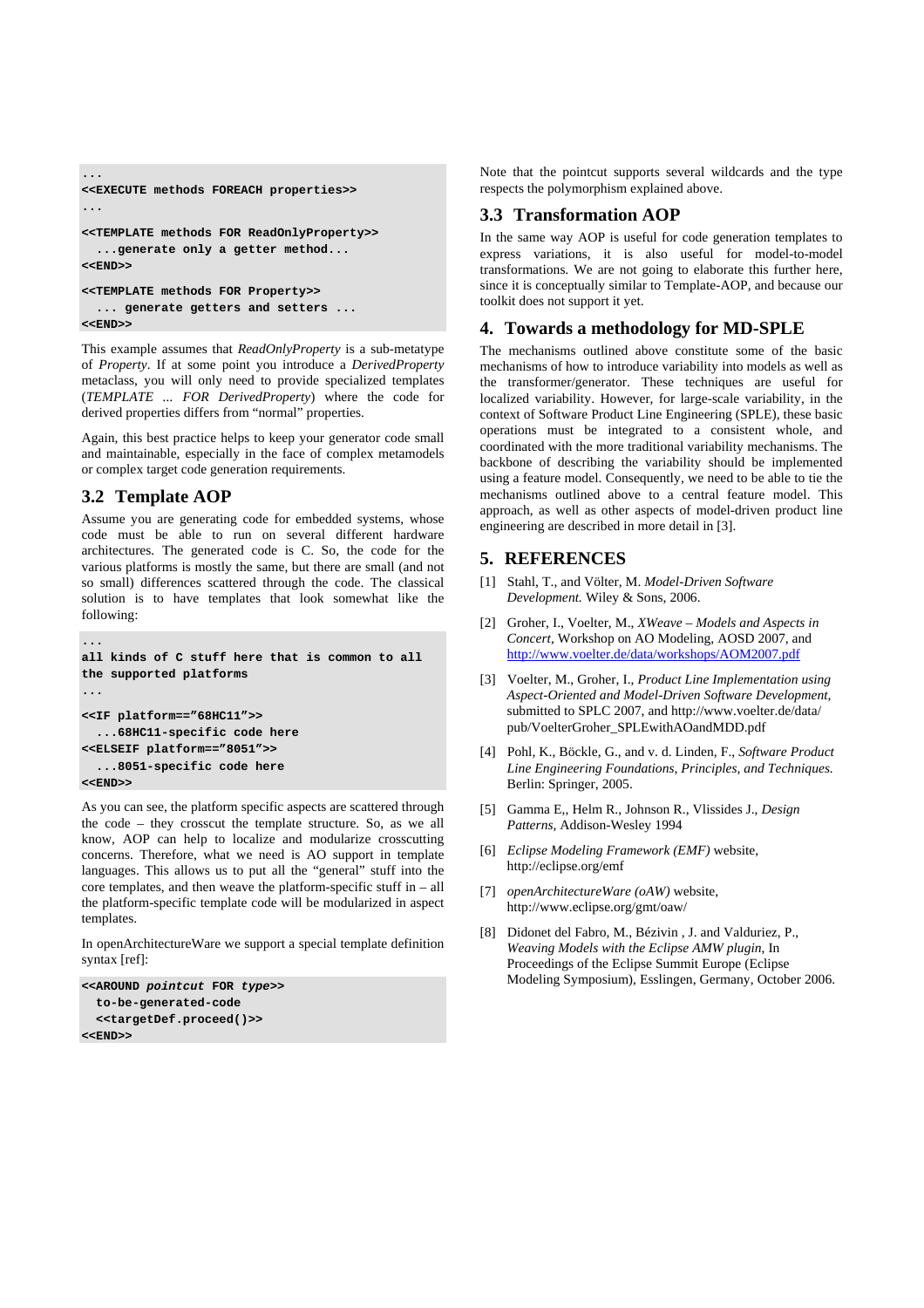```
...
<<EXECUTE methods FOREACH properties>>
...

<<TEMPLATE methods FOR ReadOnlyProperty>>
  ...generate only a getter method...
<<END>>

<<TEMPLATE methods FOR Property>>
  ... generate getters and setters ...
<<END>>
```

This example assumes that *ReadOnlyProperty* is a sub-metatype of *Property*. If at some point you introduce a *DerivedProperty* metaclass, you will only need to provide specialized templates (*TEMPLATE ... FOR DerivedProperty*) where the code for derived properties differs from "normal" properties.

Again, this best practice helps to keep your generator code small and maintainable, especially in the face of complex metamodels or complex target code generation requirements.

## 3.2 Template AOP

Assume you are generating code for embedded systems, whose code must be able to run on several different hardware architectures. The generated code is C. So, the code for the various platforms is mostly the same, but there are small (and not so small) differences scattered through the code. The classical solution is to have templates that look somewhat like the following:

```
...
all kinds of C stuff here that is common to all
the supported platforms
...

<<IF platform=="68HC11">>
  ...68HC11-specific code here
<<ELSEIF platform=="8051">>
  ...8051-specific code here
<<END>>
```

As you can see, the platform specific aspects are scattered through the code – they crosscut the template structure. So, as we all know, AOP can help to localize and modularize crosscutting concerns. Therefore, what we need is AO support in template languages. This allows us to put all the "general" stuff into the core templates, and then weave the platform-specific stuff in – all the platform-specific template code will be modularized in aspect templates.

In openArchitectureWare we support a special template definition syntax [ref]:

```
<<AROUND pointcut FOR type>>
  to-be-generated-code
  <<targetDef.proceed()>>
<<END>>
```

Note that the pointcut supports several wildcards and the type respects the polymorphism explained above.

## 3.3 Transformation AOP

In the same way AOP is useful for code generation templates to express variations, it is also useful for model-to-model transformations. We are not going to elaborate this further here, since it is conceptually similar to Template-AOP, and because our toolkit does not support it yet.

# 4. Towards a methodology for MD-SPLE

The mechanisms outlined above constitute some of the basic mechanisms of how to introduce variability into models as well as the transformer/generator. These techniques are useful for localized variability. However, for large-scale variability, in the context of Software Product Line Engineering (SPLE), these basic operations must be integrated to a consistent whole, and coordinated with the more traditional variability mechanisms. The backbone of describing the variability should be implemented using a feature model. Consequently, we need to be able to tie the mechanisms outlined above to a central feature model. This approach, as well as other aspects of model-driven product line engineering are described in more detail in [3].

# 5. REFERENCES

[1] Stahl, T., and Völter, M. *Model-Driven Software Development.* Wiley & Sons, 2006.

[2] Groher, I., Voelter, M., *XWeave – Models and Aspects in Concert*, Workshop on AO Modeling, AOSD 2007, and http://www.voelter.de/data/workshops/AOM2007.pdf

[3] Voelter, M., Groher, I., *Product Line Implementation using Aspect-Oriented and Model-Driven Software Development*, submitted to SPLC 2007, and http://www.voelter.de/data/pub/VoelterGroher_SPLEwithAOandMDD.pdf

[4] Pohl, K., Böckle, G., and v. d. Linden, F., *Software Product Line Engineering Foundations, Principles, and Techniques.* Berlin: Springer, 2005.

[5] Gamma E,, Helm R., Johnson R., Vlissides J., *Design Patterns*, Addison-Wesley 1994

[6] *Eclipse Modeling Framework (EMF)* website, http://eclipse.org/emf

[7] *openArchitectureWare (oAW)* website, http://www.eclipse.org/gmt/oaw/

[8] Didonet del Fabro, M., Bézivin , J. and Valduriez, P., *Weaving Models with the Eclipse AMW plugin*, In Proceedings of the Eclipse Summit Europe (Eclipse Modeling Symposium), Esslingen, Germany, October 2006.